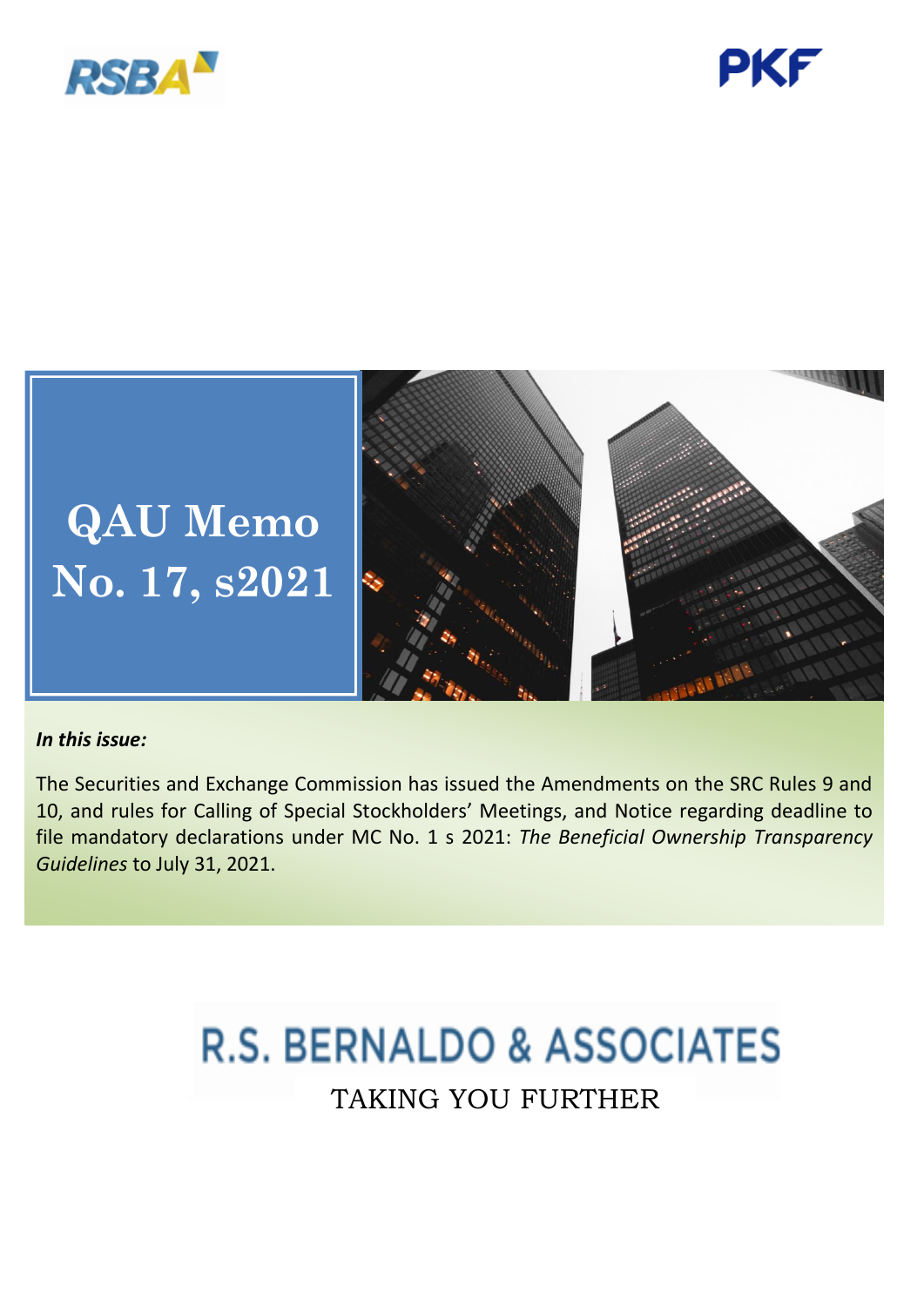RSBA

PKF

# QAU Memo No. 17, s2021

***In this issue:***

The Securities and Exchange Commission has issued the Amendments on the SRC Rules 9 and 10, and rules for Calling of Special Stockholders' Meetings, and Notice regarding deadline to file mandatory declarations under MC No. 1 s 2021: *The Beneficial Ownership Transparency Guidelines* to July 31, 2021.

R.S. BERNALDO & ASSOCIATES

TAKING YOU FURTHER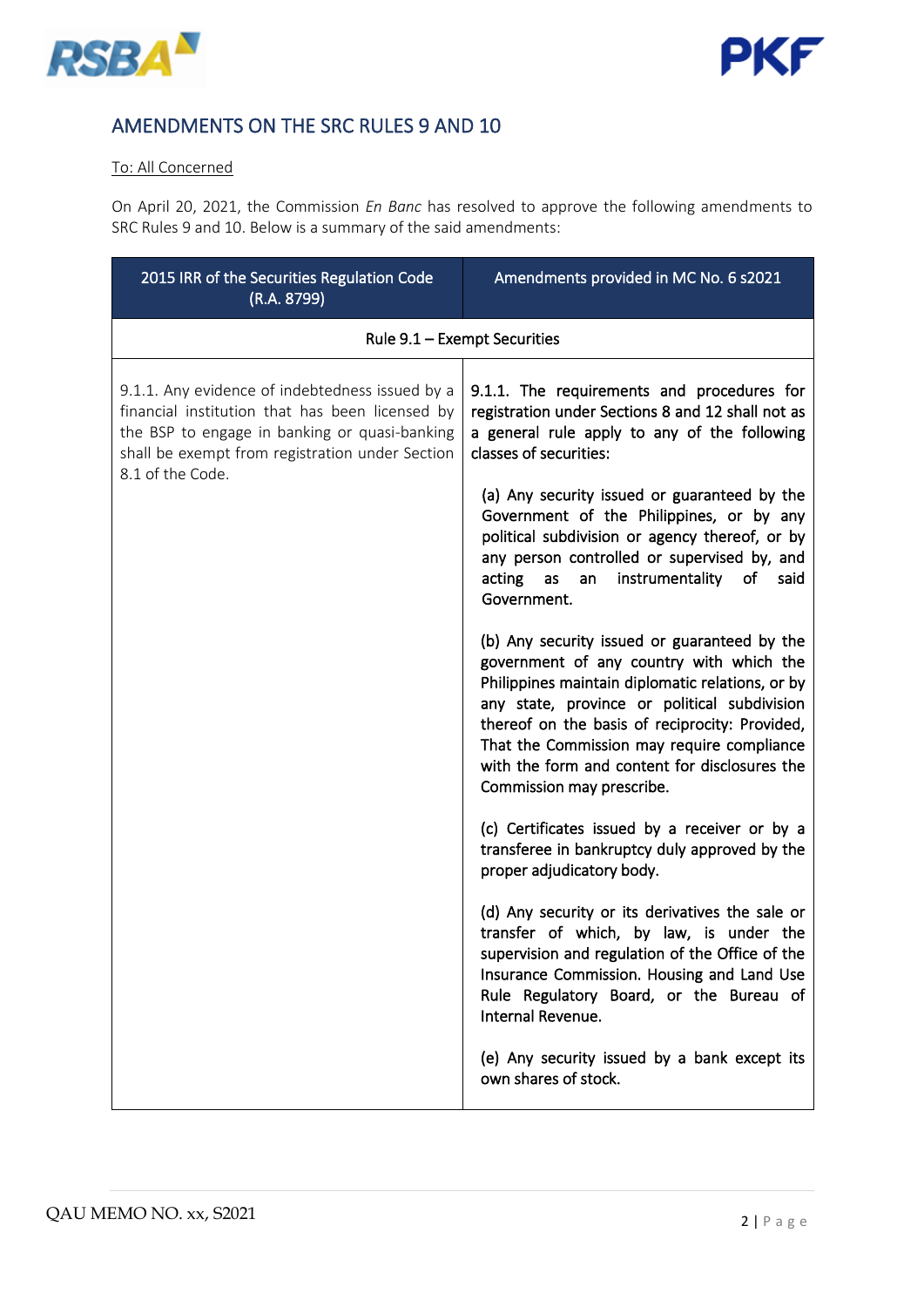## AMENDMENTS ON THE SRC RULES 9 AND 10

To: All Concerned

On April 20, 2021, the Commission *En Banc* has resolved to approve the following amendments to SRC Rules 9 and 10. Below is a summary of the said amendments:

| 2015 IRR of the Securities Regulation Code (R.A. 8799) | Amendments provided in MC No. 6 s2021 |
|---|---|
| Rule 9.1 – Exempt Securities | |
| 9.1.1. Any evidence of indebtedness issued by a financial institution that has been licensed by the BSP to engage in banking or quasi-banking shall be exempt from registration under Section 8.1 of the Code. | 9.1.1. The requirements and procedures for registration under Sections 8 and 12 shall not as a general rule apply to any of the following classes of securities:<br><br>(a) Any security issued or guaranteed by the Government of the Philippines, or by any political subdivision or agency thereof, or by any person controlled or supervised by, and acting as an instrumentality of said Government.<br><br>(b) Any security issued or guaranteed by the government of any country with which the Philippines maintain diplomatic relations, or by any state, province or political subdivision thereof on the basis of reciprocity: Provided, That the Commission may require compliance with the form and content for disclosures the Commission may prescribe.<br><br>(c) Certificates issued by a receiver or by a transferee in bankruptcy duly approved by the proper adjudicatory body.<br><br>(d) Any security or its derivatives the sale or transfer of which, by law, is under the supervision and regulation of the Office of the Insurance Commission. Housing and Land Use Rule Regulatory Board, or the Bureau of Internal Revenue.<br><br>(e) Any security issued by a bank except its own shares of stock. |

QAU MEMO NO. xx, S2021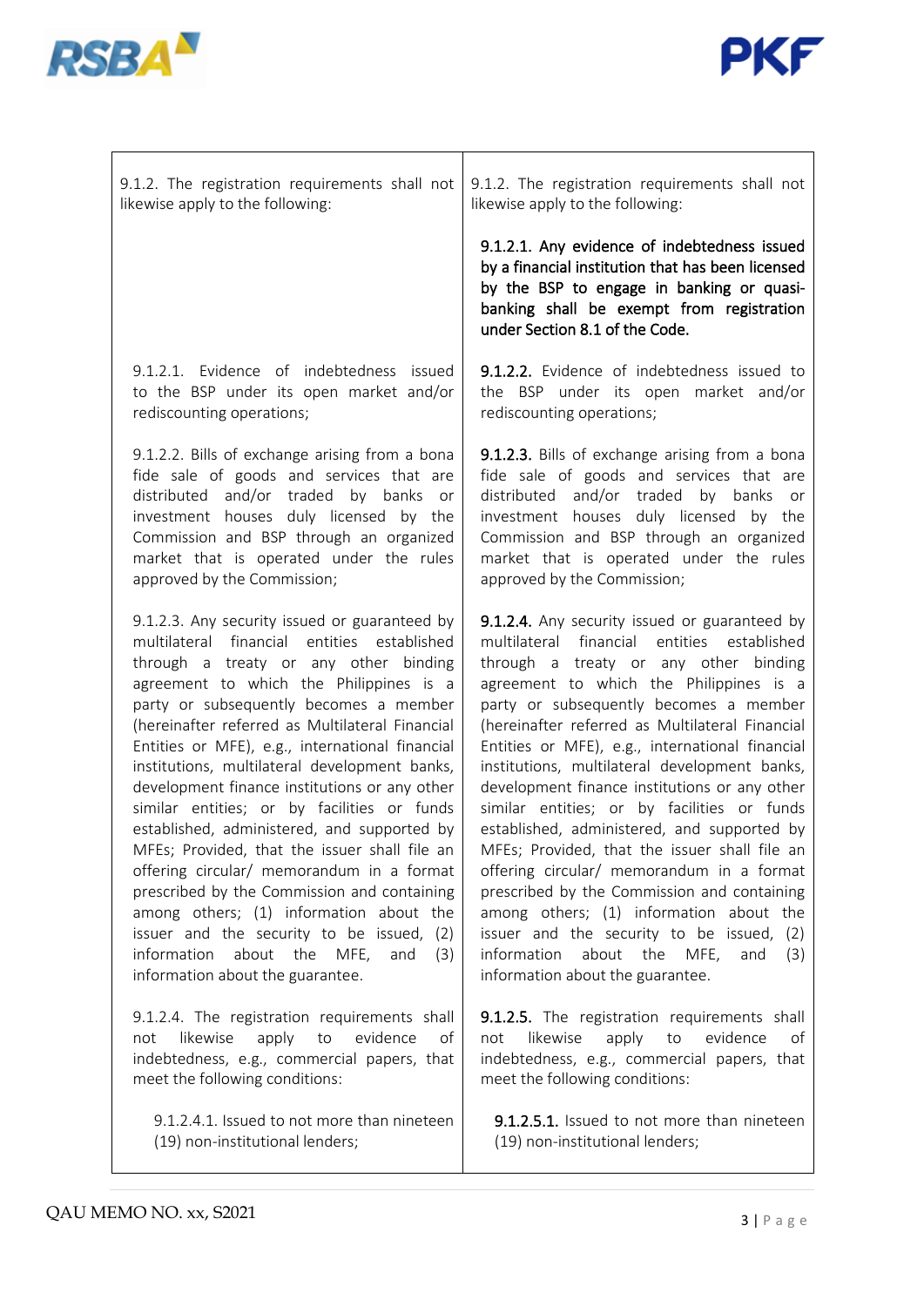| | |
|---|---|
| 9.1.2. The registration requirements shall not likewise apply to the following: | 9.1.2. The registration requirements shall not likewise apply to the following: |
| | **9.1.2.1. Any evidence of indebtedness issued by a financial institution that has been licensed by the BSP to engage in banking or quasi-banking shall be exempt from registration under Section 8.1 of the Code.** |
| 9.1.2.1. Evidence of indebtedness issued to the BSP under its open market and/or rediscounting operations; | **9.1.2.2.** Evidence of indebtedness issued to the BSP under its open market and/or rediscounting operations; |
| 9.1.2.2. Bills of exchange arising from a bona fide sale of goods and services that are distributed and/or traded by banks or investment houses duly licensed by the Commission and BSP through an organized market that is operated under the rules approved by the Commission; | **9.1.2.3.** Bills of exchange arising from a bona fide sale of goods and services that are distributed and/or traded by banks or investment houses duly licensed by the Commission and BSP through an organized market that is operated under the rules approved by the Commission; |
| 9.1.2.3. Any security issued or guaranteed by multilateral financial entities established through a treaty or any other binding agreement to which the Philippines is a party or subsequently becomes a member (hereinafter referred as Multilateral Financial Entities or MFE), e.g., international financial institutions, multilateral development banks, development finance institutions or any other similar entities; or by facilities or funds established, administered, and supported by MFEs; Provided, that the issuer shall file an offering circular/ memorandum in a format prescribed by the Commission and containing among others; (1) information about the issuer and the security to be issued, (2) information about the MFE, and (3) information about the guarantee. | **9.1.2.4.** Any security issued or guaranteed by multilateral financial entities established through a treaty or any other binding agreement to which the Philippines is a party or subsequently becomes a member (hereinafter referred as Multilateral Financial Entities or MFE), e.g., international financial institutions, multilateral development banks, development finance institutions or any other similar entities; or by facilities or funds established, administered, and supported by MFEs; Provided, that the issuer shall file an offering circular/ memorandum in a format prescribed by the Commission and containing among others; (1) information about the issuer and the security to be issued, (2) information about the MFE, and (3) information about the guarantee. |
| 9.1.2.4. The registration requirements shall not likewise apply to evidence of indebtedness, e.g., commercial papers, that meet the following conditions: | **9.1.2.5.** The registration requirements shall not likewise apply to evidence of indebtedness, e.g., commercial papers, that meet the following conditions: |
| 9.1.2.4.1. Issued to not more than nineteen (19) non-institutional lenders; | **9.1.2.5.1.** Issued to not more than nineteen (19) non-institutional lenders; |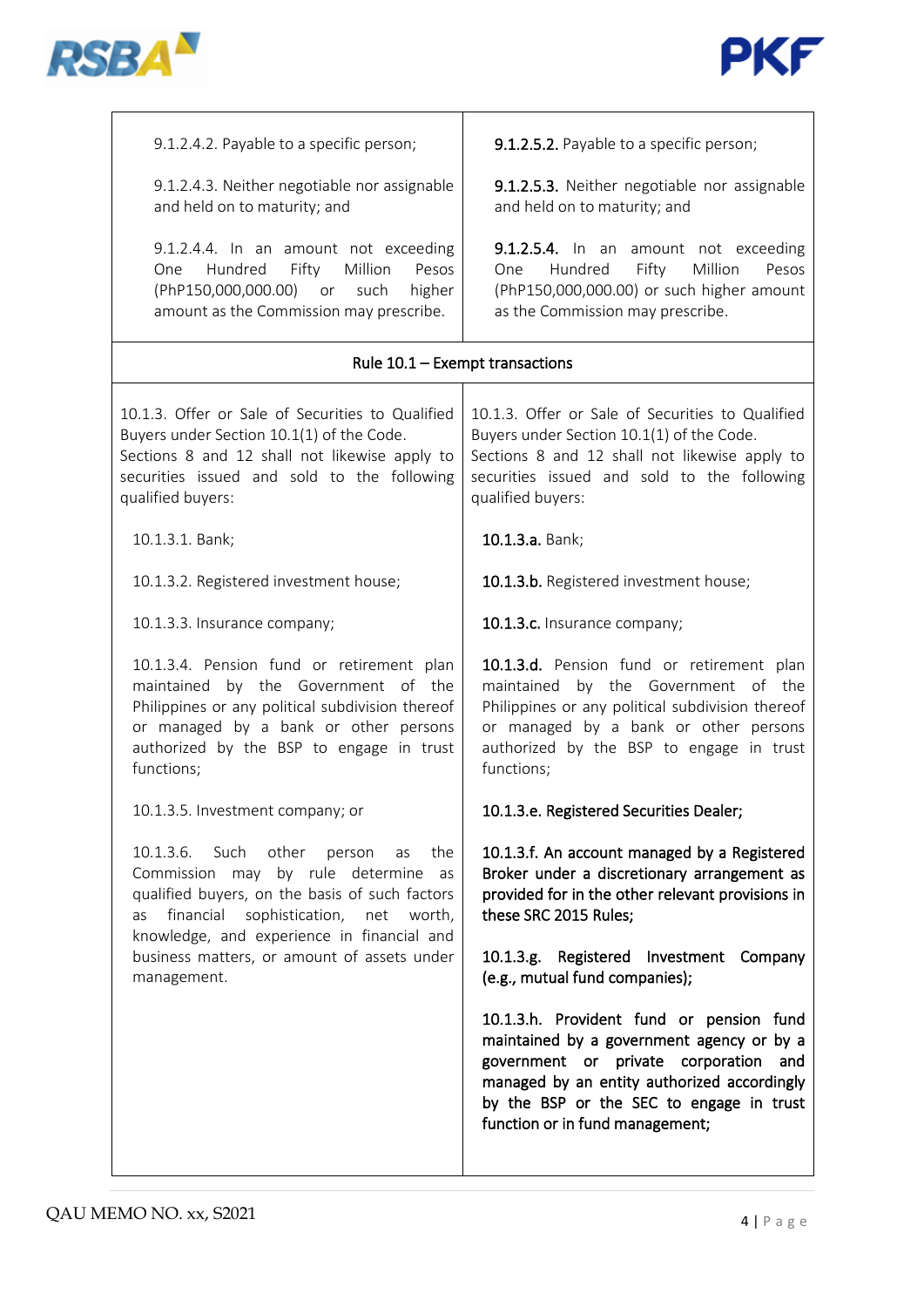| | |
|---|---|
| 9.1.2.4.2. Payable to a specific person; | **9.1.2.5.2.** Payable to a specific person; |
| 9.1.2.4.3. Neither negotiable nor assignable and held on to maturity; and | **9.1.2.5.3.** Neither negotiable nor assignable and held on to maturity; and |
| 9.1.2.4.4. In an amount not exceeding One Hundred Fifty Million Pesos (PhP150,000,000.00) or such higher amount as the Commission may prescribe. | **9.1.2.5.4.** In an amount not exceeding One Hundred Fifty Million Pesos (PhP150,000,000.00) or such higher amount as the Commission may prescribe. |
| **Rule 10.1 – Exempt transactions** | |
| 10.1.3. Offer or Sale of Securities to Qualified Buyers under Section 10.1(l) of the Code. Sections 8 and 12 shall not likewise apply to securities issued and sold to the following qualified buyers: | 10.1.3. Offer or Sale of Securities to Qualified Buyers under Section 10.1(l) of the Code. Sections 8 and 12 shall not likewise apply to securities issued and sold to the following qualified buyers: |
| 10.1.3.1. Bank; | **10.1.3.a.** Bank; |
| 10.1.3.2. Registered investment house; | **10.1.3.b.** Registered investment house; |
| 10.1.3.3. Insurance company; | **10.1.3.c.** Insurance company; |
| 10.1.3.4. Pension fund or retirement plan maintained by the Government of the Philippines or any political subdivision thereof or managed by a bank or other persons authorized by the BSP to engage in trust functions; | **10.1.3.d.** Pension fund or retirement plan maintained by the Government of the Philippines or any political subdivision thereof or managed by a bank or other persons authorized by the BSP to engage in trust functions; |
| 10.1.3.5. Investment company; or | **10.1.3.e. Registered Securities Dealer;** |
| 10.1.3.6. Such other person as the Commission may by rule determine as qualified buyers, on the basis of such factors as financial sophistication, net worth, knowledge, and experience in financial and business matters, or amount of assets under management. | **10.1.3.f. An account managed by a Registered Broker under a discretionary arrangement as provided for in the other relevant provisions in these SRC 2015 Rules;**<br><br>**10.1.3.g. Registered Investment Company (e.g., mutual fund companies);**<br><br>**10.1.3.h. Provident fund or pension fund maintained by a government agency or by a government or private corporation and managed by an entity authorized accordingly by the BSP or the SEC to engage in trust function or in fund management;** |

QAU MEMO NO. xx, S2021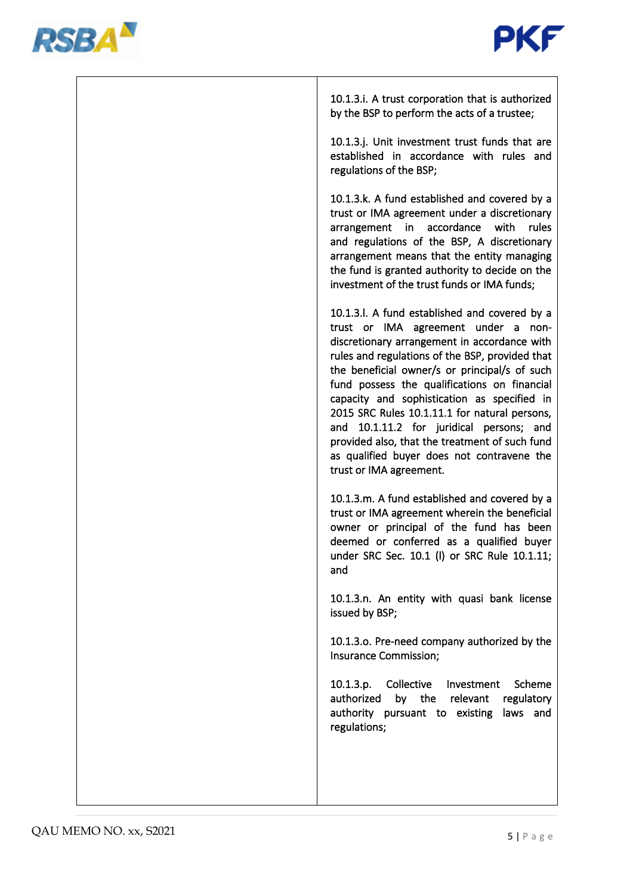| | |
|---|---|
| | 10.1.3.i. A trust corporation that is authorized by the BSP to perform the acts of a trustee;<br><br>10.1.3.j. Unit investment trust funds that are established in accordance with rules and regulations of the BSP;<br><br>10.1.3.k. A fund established and covered by a trust or IMA agreement under a discretionary arrangement in accordance with rules and regulations of the BSP, A discretionary arrangement means that the entity managing the fund is granted authority to decide on the investment of the trust funds or IMA funds;<br><br>10.1.3.l. A fund established and covered by a trust or IMA agreement under a non-discretionary arrangement in accordance with rules and regulations of the BSP, provided that the beneficial owner/s or principal/s of such fund possess the qualifications on financial capacity and sophistication as specified in 2015 SRC Rules 10.1.11.1 for natural persons, and 10.1.11.2 for juridical persons; and provided also, that the treatment of such fund as qualified buyer does not contravene the trust or IMA agreement.<br><br>10.1.3.m. A fund established and covered by a trust or IMA agreement wherein the beneficial owner or principal of the fund has been deemed or conferred as a qualified buyer under SRC Sec. 10.1 (l) or SRC Rule 10.1.11; and<br><br>10.1.3.n. An entity with quasi bank license issued by BSP;<br><br>10.1.3.o. Pre-need company authorized by the Insurance Commission;<br><br>10.1.3.p. Collective Investment Scheme authorized by the relevant regulatory authority pursuant to existing laws and regulations; |

QAU MEMO NO. xx, S2021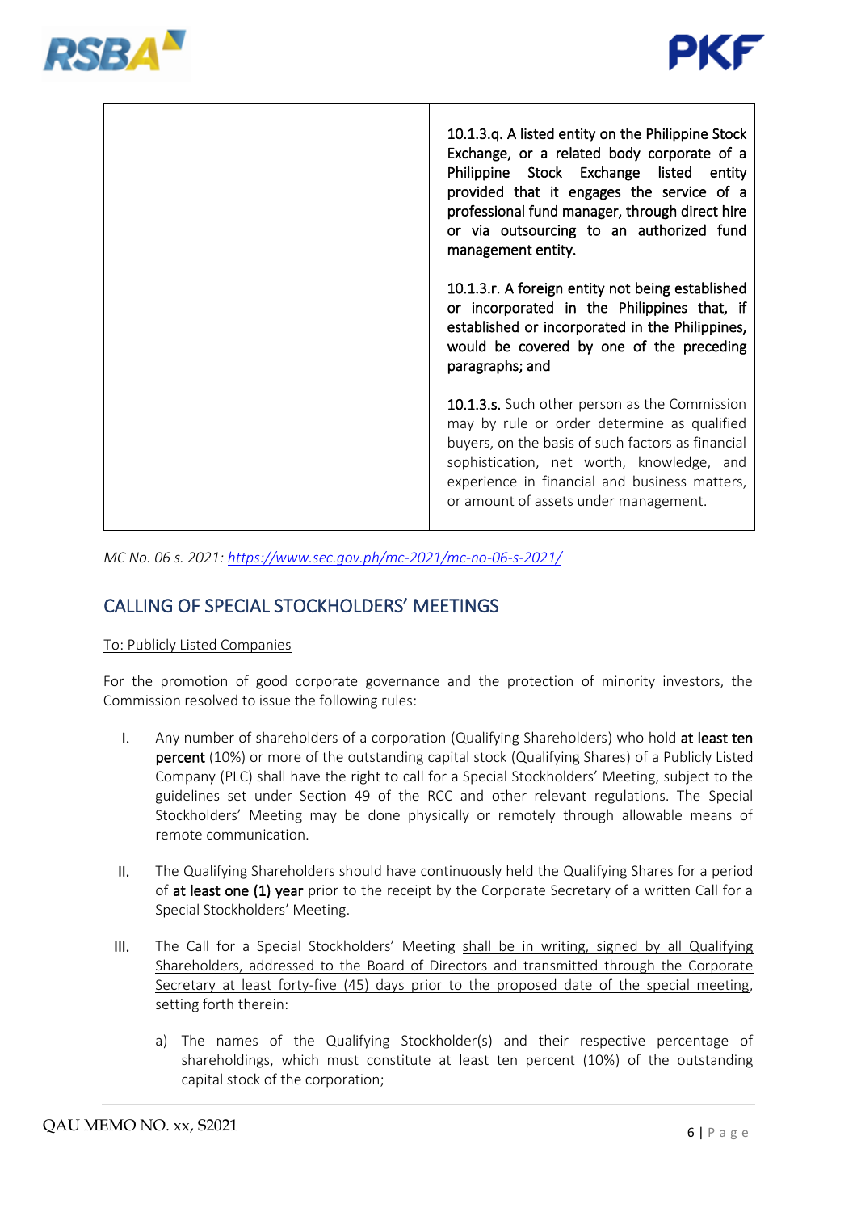| | |
|---|---|
| | 10.1.3.q. A listed entity on the Philippine Stock Exchange, or a related body corporate of a Philippine Stock Exchange listed entity provided that it engages the service of a professional fund manager, through direct hire or via outsourcing to an authorized fund management entity.<br><br>10.1.3.r. A foreign entity not being established or incorporated in the Philippines that, if established or incorporated in the Philippines, would be covered by one of the preceding paragraphs; and<br><br>10.1.3.s. Such other person as the Commission may by rule or order determine as qualified buyers, on the basis of such factors as financial sophistication, net worth, knowledge, and experience in financial and business matters, or amount of assets under management. |

*MC No. 06 s. 2021:* [https://www.sec.gov.ph/mc-2021/mc-no-06-s-2021/](https://www.sec.gov.ph/mc-2021/mc-no-06-s-2021/)

## CALLING OF SPECIAL STOCKHOLDERS' MEETINGS

To: Publicly Listed Companies

For the promotion of good corporate governance and the protection of minority investors, the Commission resolved to issue the following rules:

I. Any number of shareholders of a corporation (Qualifying Shareholders) who hold **at least ten percent** (10%) or more of the outstanding capital stock (Qualifying Shares) of a Publicly Listed Company (PLC) shall have the right to call for a Special Stockholders' Meeting, subject to the guidelines set under Section 49 of the RCC and other relevant regulations. The Special Stockholders' Meeting may be done physically or remotely through allowable means of remote communication.

II. The Qualifying Shareholders should have continuously held the Qualifying Shares for a period of **at least one (1) year** prior to the receipt by the Corporate Secretary of a written Call for a Special Stockholders' Meeting.

III. The Call for a Special Stockholders' Meeting shall be in writing, signed by all Qualifying Shareholders, addressed to the Board of Directors and transmitted through the Corporate Secretary at least forty-five (45) days prior to the proposed date of the special meeting, setting forth therein:

   a) The names of the Qualifying Stockholder(s) and their respective percentage of shareholdings, which must constitute at least ten percent (10%) of the outstanding capital stock of the corporation;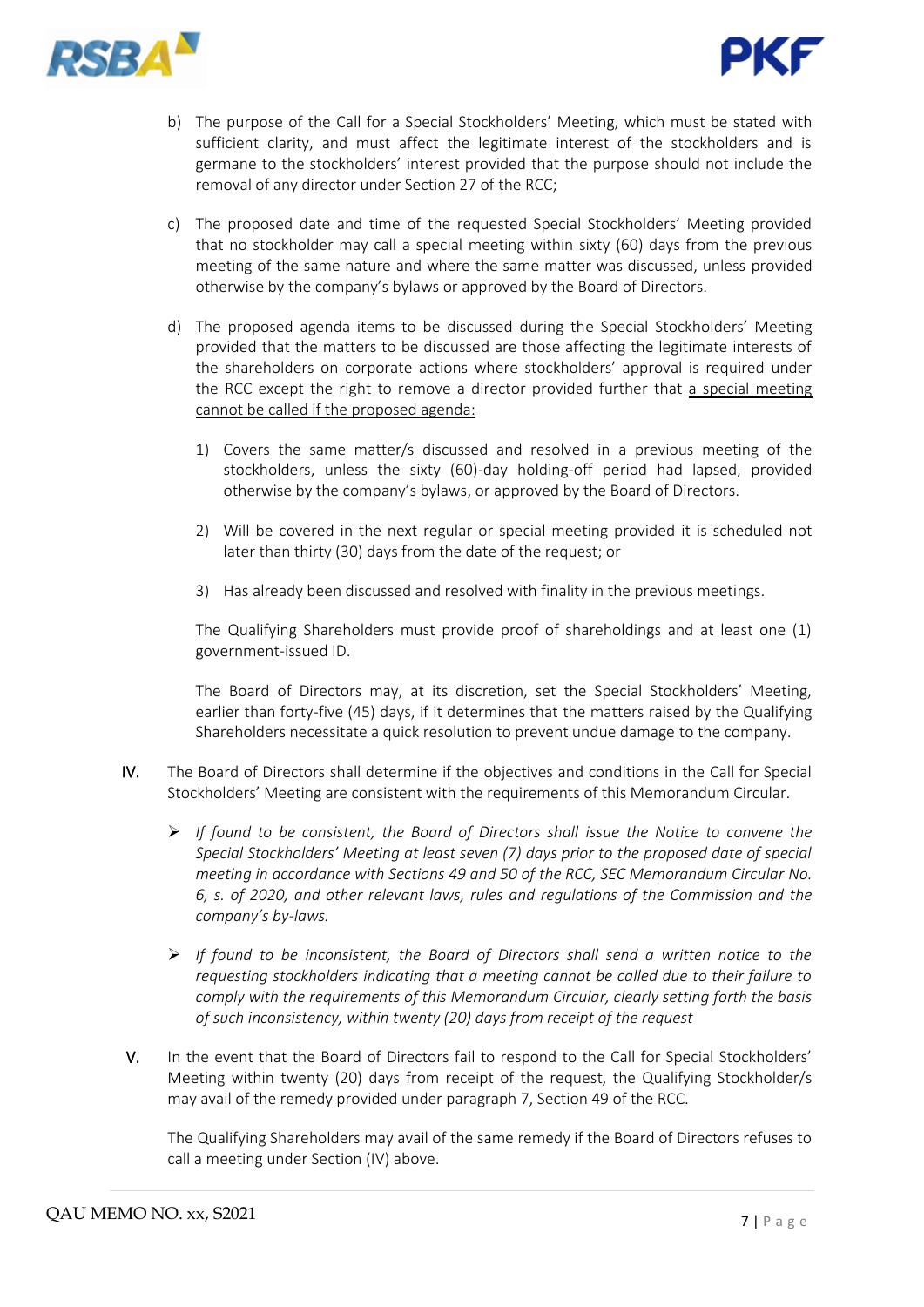b) The purpose of the Call for a Special Stockholders' Meeting, which must be stated with sufficient clarity, and must affect the legitimate interest of the stockholders and is germane to the stockholders' interest provided that the purpose should not include the removal of any director under Section 27 of the RCC;

c) The proposed date and time of the requested Special Stockholders' Meeting provided that no stockholder may call a special meeting within sixty (60) days from the previous meeting of the same nature and where the same matter was discussed, unless provided otherwise by the company's bylaws or approved by the Board of Directors.

d) The proposed agenda items to be discussed during the Special Stockholders' Meeting provided that the matters to be discussed are those affecting the legitimate interests of the shareholders on corporate actions where stockholders' approval is required under the RCC except the right to remove a director provided further that <u>a special meeting cannot be called if the proposed agenda:</u>

   1) Covers the same matter/s discussed and resolved in a previous meeting of the stockholders, unless the sixty (60)-day holding-off period had lapsed, provided otherwise by the company's bylaws, or approved by the Board of Directors.

   2) Will be covered in the next regular or special meeting provided it is scheduled not later than thirty (30) days from the date of the request; or

   3) Has already been discussed and resolved with finality in the previous meetings.

   The Qualifying Shareholders must provide proof of shareholdings and at least one (1) government-issued ID.

   The Board of Directors may, at its discretion, set the Special Stockholders' Meeting, earlier than forty-five (45) days, if it determines that the matters raised by the Qualifying Shareholders necessitate a quick resolution to prevent undue damage to the company.

IV. The Board of Directors shall determine if the objectives and conditions in the Call for Special Stockholders' Meeting are consistent with the requirements of this Memorandum Circular.

- *If found to be consistent, the Board of Directors shall issue the Notice to convene the Special Stockholders' Meeting at least seven (7) days prior to the proposed date of special meeting in accordance with Sections 49 and 50 of the RCC, SEC Memorandum Circular No. 6, s. of 2020, and other relevant laws, rules and regulations of the Commission and the company's by-laws.*

- *If found to be inconsistent, the Board of Directors shall send a written notice to the requesting stockholders indicating that a meeting cannot be called due to their failure to comply with the requirements of this Memorandum Circular, clearly setting forth the basis of such inconsistency, within twenty (20) days from receipt of the request*

V. In the event that the Board of Directors fail to respond to the Call for Special Stockholders' Meeting within twenty (20) days from receipt of the request, the Qualifying Stockholder/s may avail of the remedy provided under paragraph 7, Section 49 of the RCC.

The Qualifying Shareholders may avail of the same remedy if the Board of Directors refuses to call a meeting under Section (IV) above.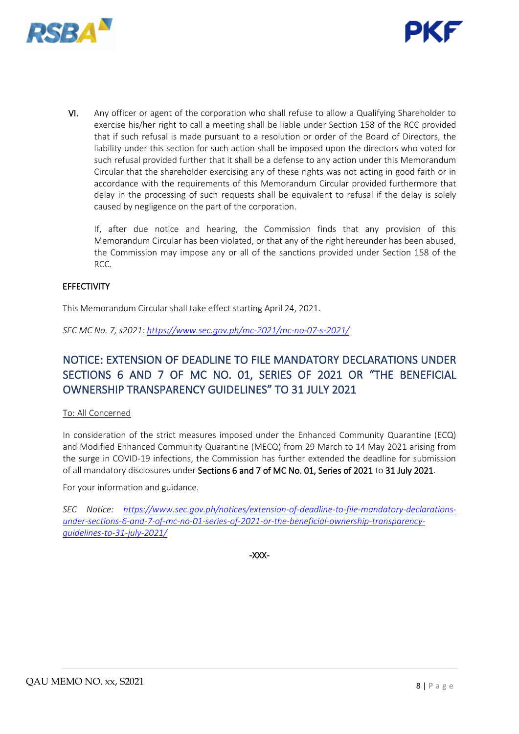VI. Any officer or agent of the corporation who shall refuse to allow a Qualifying Shareholder to exercise his/her right to call a meeting shall be liable under Section 158 of the RCC provided that if such refusal is made pursuant to a resolution or order of the Board of Directors, the liability under this section for such action shall be imposed upon the directors who voted for such refusal provided further that it shall be a defense to any action under this Memorandum Circular that the shareholder exercising any of these rights was not acting in good faith or in accordance with the requirements of this Memorandum Circular provided furthermore that delay in the processing of such requests shall be equivalent to refusal if the delay is solely caused by negligence on the part of the corporation.

If, after due notice and hearing, the Commission finds that any provision of this Memorandum Circular has been violated, or that any of the right hereunder has been abused, the Commission may impose any or all of the sanctions provided under Section 158 of the RCC.

EFFECTIVITY

This Memorandum Circular shall take effect starting April 24, 2021.

*SEC MC No. 7, s2021: https://www.sec.gov.ph/mc-2021/mc-no-07-s-2021/*

## NOTICE: EXTENSION OF DEADLINE TO FILE MANDATORY DECLARATIONS UNDER SECTIONS 6 AND 7 OF MC NO. 01, SERIES OF 2021 OR "THE BENEFICIAL OWNERSHIP TRANSPARENCY GUIDELINES" TO 31 JULY 2021

To: All Concerned

In consideration of the strict measures imposed under the Enhanced Community Quarantine (ECQ) and Modified Enhanced Community Quarantine (MECQ) from 29 March to 14 May 2021 arising from the surge in COVID-19 infections, the Commission has further extended the deadline for submission of all mandatory disclosures under **Sections 6 and 7 of MC No. 01, Series of 2021** to **31 July 2021**.

For your information and guidance.

*SEC Notice: https://www.sec.gov.ph/notices/extension-of-deadline-to-file-mandatory-declarations-under-sections-6-and-7-of-mc-no-01-series-of-2021-or-the-beneficial-ownership-transparency-guidelines-to-31-july-2021/*

-XXX-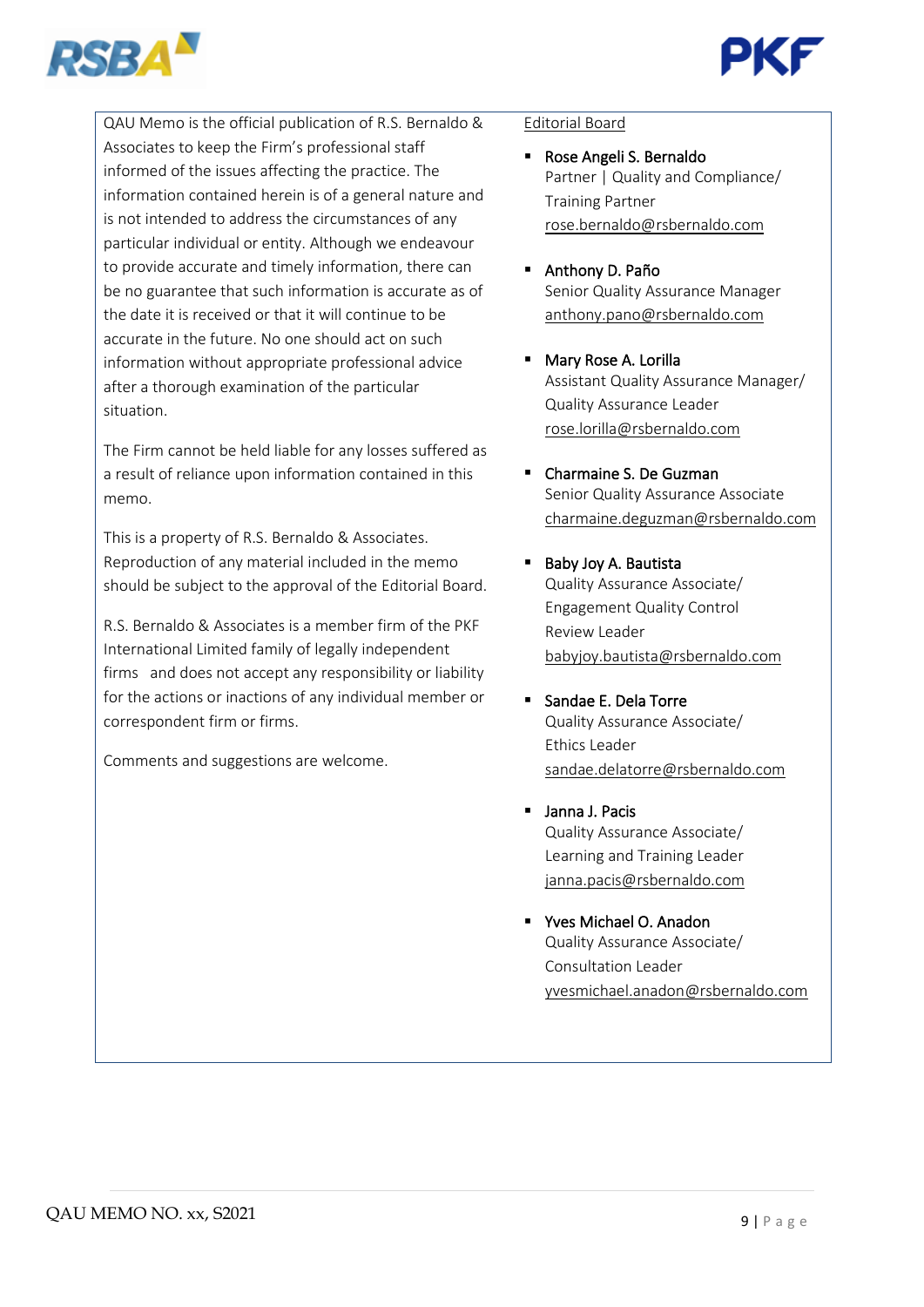QAU Memo is the official publication of R.S. Bernaldo & Associates to keep the Firm's professional staff informed of the issues affecting the practice. The information contained herein is of a general nature and is not intended to address the circumstances of any particular individual or entity. Although we endeavour to provide accurate and timely information, there can be no guarantee that such information is accurate as of the date it is received or that it will continue to be accurate in the future. No one should act on such information without appropriate professional advice after a thorough examination of the particular situation.

The Firm cannot be held liable for any losses suffered as a result of reliance upon information contained in this memo.

This is a property of R.S. Bernaldo & Associates. Reproduction of any material included in the memo should be subject to the approval of the Editorial Board.

R.S. Bernaldo & Associates is a member firm of the PKF International Limited family of legally independent firms and does not accept any responsibility or liability for the actions or inactions of any individual member or correspondent firm or firms.

Comments and suggestions are welcome.

Editorial Board

- Rose Angeli S. Bernaldo
  Partner | Quality and Compliance/ Training Partner
  rose.bernaldo@rsbernaldo.com

- Anthony D. Paño
  Senior Quality Assurance Manager
  anthony.pano@rsbernaldo.com

- Mary Rose A. Lorilla
  Assistant Quality Assurance Manager/ Quality Assurance Leader
  rose.lorilla@rsbernaldo.com

- Charmaine S. De Guzman
  Senior Quality Assurance Associate
  charmaine.deguzman@rsbernaldo.com

- Baby Joy A. Bautista
  Quality Assurance Associate/ Engagement Quality Control Review Leader
  babyjoy.bautista@rsbernaldo.com

- Sandae E. Dela Torre
  Quality Assurance Associate/ Ethics Leader
  sandae.delatorre@rsbernaldo.com

- Janna J. Pacis
  Quality Assurance Associate/ Learning and Training Leader
  janna.pacis@rsbernaldo.com

- Yves Michael O. Anadon
  Quality Assurance Associate/ Consultation Leader
  yvesmichael.anadon@rsbernaldo.com